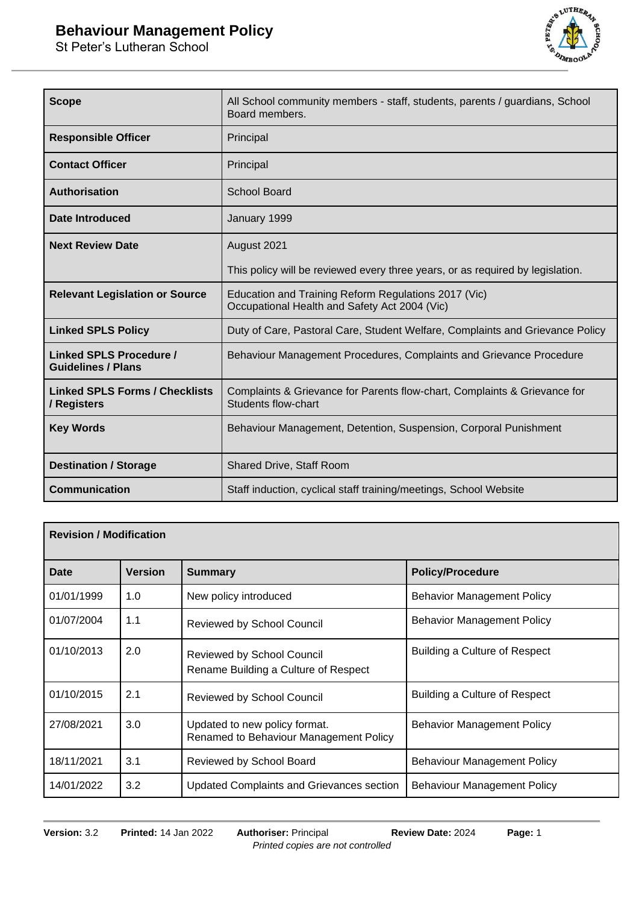# Behaviour Management Policy

St Peter's Lutheran School

| | |
|---|---|
| **Scope** | All School community members - staff, students, parents / guardians, School Board members. |
| **Responsible Officer** | Principal |
| **Contact Officer** | Principal |
| **Authorisation** | School Board |
| **Date Introduced** | January 1999 |
| **Next Review Date** | August 2021<br><br>This policy will be reviewed every three years, or as required by legislation. |
| **Relevant Legislation or Source** | Education and Training Reform Regulations 2017 (Vic)<br>Occupational Health and Safety Act 2004 (Vic) |
| **Linked SPLS Policy** | Duty of Care, Pastoral Care, Student Welfare, Complaints and Grievance Policy |
| **Linked SPLS Procedure / Guidelines / Plans** | Behaviour Management Procedures, Complaints and Grievance Procedure |
| **Linked SPLS Forms / Checklists / Registers** | Complaints & Grievance for Parents flow-chart, Complaints & Grievance for Students flow-chart |
| **Key Words** | Behaviour Management, Detention, Suspension, Corporal Punishment |
| **Destination / Storage** | Shared Drive, Staff Room |
| **Communication** | Staff induction, cyclical staff training/meetings, School Website |

**Revision / Modification**

| Date | Version | Summary | Policy/Procedure |
|---|---|---|---|
| 01/01/1999 | 1.0 | New policy introduced | Behavior Management Policy |
| 01/07/2004 | 1.1 | Reviewed by School Council | Behavior Management Policy |
| 01/10/2013 | 2.0 | Reviewed by School Council<br>Rename Building a Culture of Respect | Building a Culture of Respect |
| 01/10/2015 | 2.1 | Reviewed by School Council | Building a Culture of Respect |
| 27/08/2021 | 3.0 | Updated to new policy format.<br>Renamed to Behaviour Management Policy | Behavior Management Policy |
| 18/11/2021 | 3.1 | Reviewed by School Board | Behaviour Management Policy |
| 14/01/2022 | 3.2 | Updated Complaints and Grievances section | Behaviour Management Policy |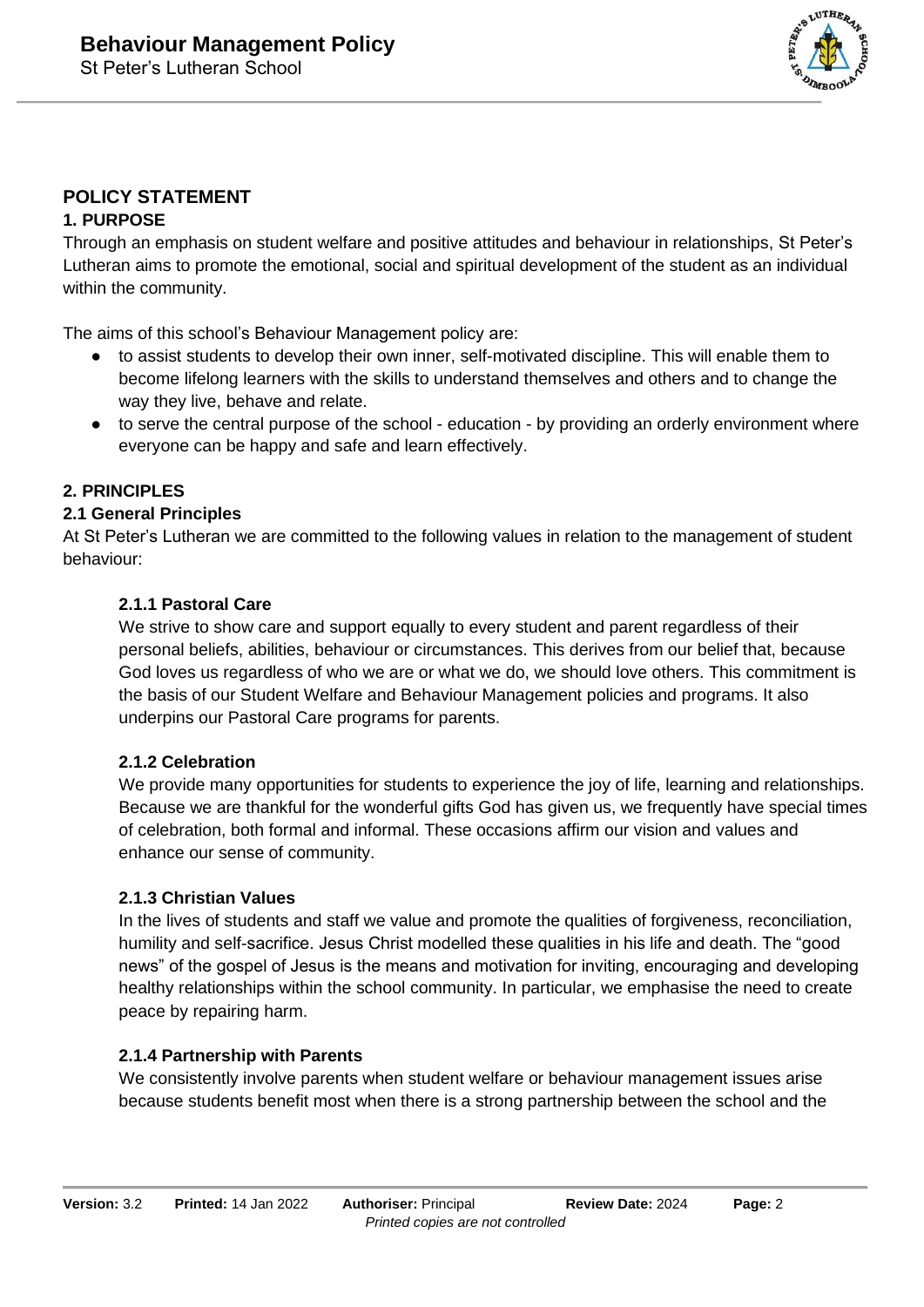## POLICY STATEMENT

### 1. PURPOSE

Through an emphasis on student welfare and positive attitudes and behaviour in relationships, St Peter's Lutheran aims to promote the emotional, social and spiritual development of the student as an individual within the community.

The aims of this school's Behaviour Management policy are:

- to assist students to develop their own inner, self-motivated discipline. This will enable them to become lifelong learners with the skills to understand themselves and others and to change the way they live, behave and relate.
- to serve the central purpose of the school - education - by providing an orderly environment where everyone can be happy and safe and learn effectively.

### 2. PRINCIPLES

#### 2.1 General Principles

At St Peter's Lutheran we are committed to the following values in relation to the management of student behaviour:

**2.1.1 Pastoral Care**

We strive to show care and support equally to every student and parent regardless of their personal beliefs, abilities, behaviour or circumstances. This derives from our belief that, because God loves us regardless of who we are or what we do, we should love others. This commitment is the basis of our Student Welfare and Behaviour Management policies and programs. It also underpins our Pastoral Care programs for parents.

**2.1.2 Celebration**

We provide many opportunities for students to experience the joy of life, learning and relationships. Because we are thankful for the wonderful gifts God has given us, we frequently have special times of celebration, both formal and informal. These occasions affirm our vision and values and enhance our sense of community.

**2.1.3 Christian Values**

In the lives of students and staff we value and promote the qualities of forgiveness, reconciliation, humility and self-sacrifice. Jesus Christ modelled these qualities in his life and death. The "good news" of the gospel of Jesus is the means and motivation for inviting, encouraging and developing healthy relationships within the school community. In particular, we emphasise the need to create peace by repairing harm.

**2.1.4 Partnership with Parents**

We consistently involve parents when student welfare or behaviour management issues arise because students benefit most when there is a strong partnership between the school and the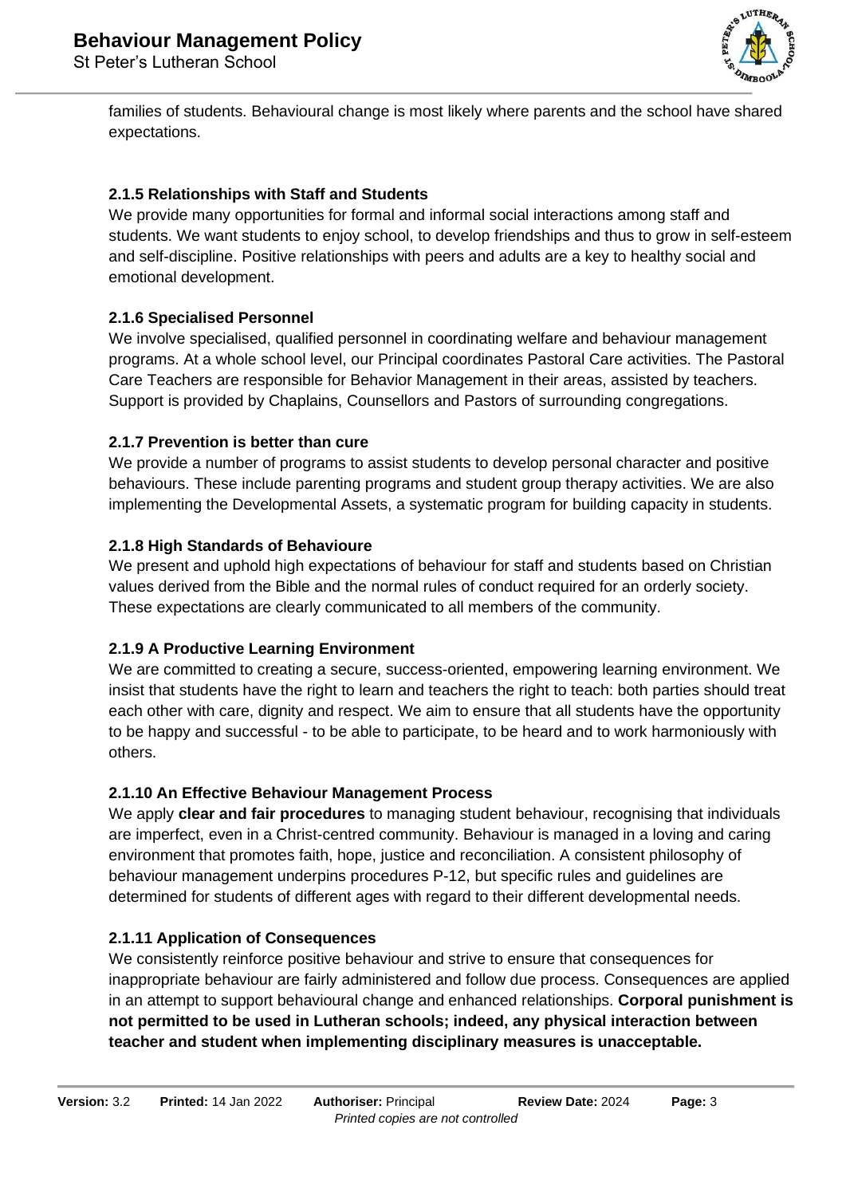families of students. Behavioural change is most likely where parents and the school have shared expectations.

#### 2.1.5 Relationships with Staff and Students

We provide many opportunities for formal and informal social interactions among staff and students. We want students to enjoy school, to develop friendships and thus to grow in self-esteem and self-discipline. Positive relationships with peers and adults are a key to healthy social and emotional development.

#### 2.1.6 Specialised Personnel

We involve specialised, qualified personnel in coordinating welfare and behaviour management programs. At a whole school level, our Principal coordinates Pastoral Care activities. The Pastoral Care Teachers are responsible for Behavior Management in their areas, assisted by teachers. Support is provided by Chaplains, Counsellors and Pastors of surrounding congregations.

#### 2.1.7 Prevention is better than cure

We provide a number of programs to assist students to develop personal character and positive behaviours. These include parenting programs and student group therapy activities. We are also implementing the Developmental Assets, a systematic program for building capacity in students.

#### 2.1.8 High Standards of Behavioure

We present and uphold high expectations of behaviour for staff and students based on Christian values derived from the Bible and the normal rules of conduct required for an orderly society. These expectations are clearly communicated to all members of the community.

#### 2.1.9 A Productive Learning Environment

We are committed to creating a secure, success-oriented, empowering learning environment. We insist that students have the right to learn and teachers the right to teach: both parties should treat each other with care, dignity and respect. We aim to ensure that all students have the opportunity to be happy and successful - to be able to participate, to be heard and to work harmoniously with others.

#### 2.1.10 An Effective Behaviour Management Process

We apply **clear and fair procedures** to managing student behaviour, recognising that individuals are imperfect, even in a Christ-centred community. Behaviour is managed in a loving and caring environment that promotes faith, hope, justice and reconciliation. A consistent philosophy of behaviour management underpins procedures P-12, but specific rules and guidelines are determined for students of different ages with regard to their different developmental needs.

#### 2.1.11 Application of Consequences

We consistently reinforce positive behaviour and strive to ensure that consequences for inappropriate behaviour are fairly administered and follow due process. Consequences are applied in an attempt to support behavioural change and enhanced relationships. **Corporal punishment is not permitted to be used in Lutheran schools; indeed, any physical interaction between teacher and student when implementing disciplinary measures is unacceptable.**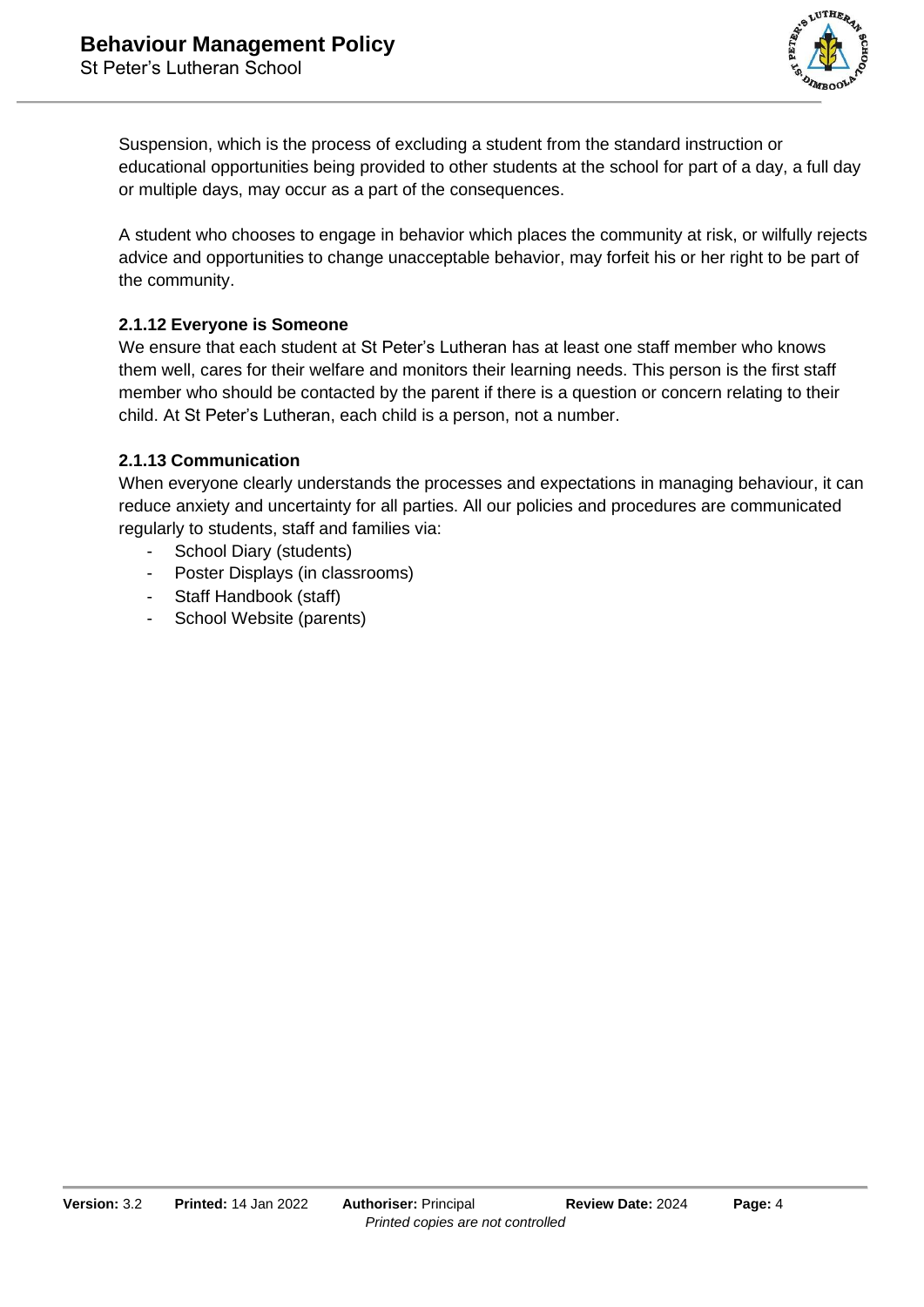Suspension, which is the process of excluding a student from the standard instruction or educational opportunities being provided to other students at the school for part of a day, a full day or multiple days, may occur as a part of the consequences.

A student who chooses to engage in behavior which places the community at risk, or wilfully rejects advice and opportunities to change unacceptable behavior, may forfeit his or her right to be part of the community.

#### 2.1.12 Everyone is Someone

We ensure that each student at St Peter's Lutheran has at least one staff member who knows them well, cares for their welfare and monitors their learning needs. This person is the first staff member who should be contacted by the parent if there is a question or concern relating to their child. At St Peter's Lutheran, each child is a person, not a number.

#### 2.1.13 Communication

When everyone clearly understands the processes and expectations in managing behaviour, it can reduce anxiety and uncertainty for all parties. All our policies and procedures are communicated regularly to students, staff and families via:

- School Diary (students)
- Poster Displays (in classrooms)
- Staff Handbook (staff)
- School Website (parents)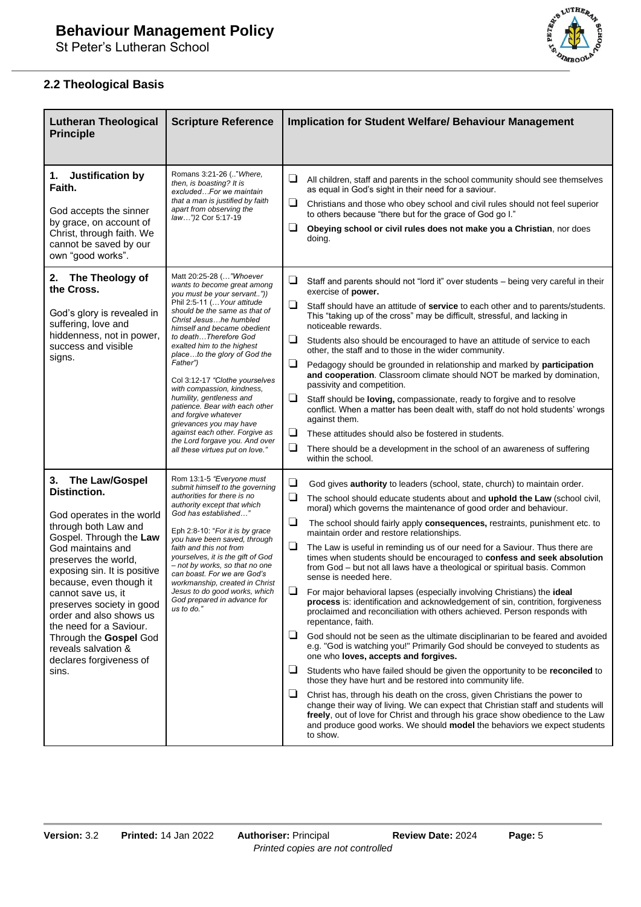## 2.2 Theological Basis

| Lutheran Theological Principle | Scripture Reference | Implication for Student Welfare/ Behaviour Management |
|---|---|---|
| **1. Justification by Faith.**<br><br>God accepts the sinner by grace, on account of Christ, through faith. We cannot be saved by our own "good works". | Romans 3:21-26 (.."*Where, then, is boasting? It is excluded…For we maintain that a man is justified by faith apart from observing the law…"*)2 Cor 5:17-19 | ❑ All children, staff and parents in the school community should see themselves as equal in God's sight in their need for a saviour.<br>❑ Christians and those who obey school and civil rules should not feel superior to others because "there but for the grace of God go I."<br>❑ **Obeying school or civil rules does not make you a Christian**, nor does doing. |
| **2. The Theology of the Cross.**<br><br>God's glory is revealed in suffering, love and hiddenness, not in power, success and visible signs. | Matt 20:25-28 (…*"Whoever wants to become great among you must be your servant..")*)<br>Phil 2:5-11 (…*Your attitude should be the same as that of Christ Jesus…he humbled himself and became obedient to death…Therefore God exalted him to the highest place…to the glory of God the Father")*<br><br>Col 3:12-17 *"Clothe yourselves with compassion, kindness, humility, gentleness and patience. Bear with each other and forgive whatever grievances you may have against each other. Forgive as the Lord forgave you. And over all these virtues put on love."* | ❑ Staff and parents should not "lord it" over students – being very careful in their exercise of **power.**<br>❑ Staff should have an attitude of **service** to each other and to parents/students. This "taking up of the cross" may be difficult, stressful, and lacking in noticeable rewards.<br>❑ Students also should be encouraged to have an attitude of service to each other, the staff and to those in the wider community.<br>❑ Pedagogy should be grounded in relationship and marked by **participation and cooperation**. Classroom climate should NOT be marked by domination, passivity and competition.<br>❑ Staff should be **loving,** compassionate, ready to forgive and to resolve conflict. When a matter has been dealt with, staff do not hold students' wrongs against them.<br>❑ These attitudes should also be fostered in students.<br>❑ There should be a development in the school of an awareness of suffering within the school. |
| **3. The Law/Gospel Distinction.**<br><br>God operates in the world through both Law and Gospel. Through the **Law** God maintains and preserves the world, exposing sin. It is positive because, even though it cannot save us, it preserves society in good order and also shows us the need for a Saviour. Through the **Gospel** God reveals salvation & declares forgiveness of sins. | Rom 13:1-5 *"Everyone must submit himself to the governing authorities for there is no authority except that which God has established…"*<br><br>Eph 2:8-10: *"For it is by grace you have been saved, through faith and this not from yourselves, it is the gift of God – not by works, so that no one can boast. For we are God's workmanship, created in Christ Jesus to do good works, which God prepared in advance for us to do."* | ❑ God gives **authority** to leaders (school, state, church) to maintain order.<br>❑ The school should educate students about and **uphold the Law** (school civil, moral) which governs the maintenance of good order and behaviour.<br>❑ The school should fairly apply **consequences,** restraints, punishment etc. to maintain order and restore relationships.<br>❑ The Law is useful in reminding us of our need for a Saviour. Thus there are times when students should be encouraged to **confess and seek absolution** from God – but not all laws have a theological or spiritual basis. Common sense is needed here.<br>❑ For major behavioral lapses (especially involving Christians) the **ideal process** is: identification and acknowledgement of sin, contrition, forgiveness proclaimed and reconciliation with others achieved. Person responds with repentance, faith.<br>❑ God should not be seen as the ultimate disciplinarian to be feared and avoided e.g. "God is watching you!" Primarily God should be conveyed to students as one who **loves, accepts and forgives.**<br>❑ Students who have failed should be given the opportunity to be **reconciled** to those they have hurt and be restored into community life.<br>❑ Christ has, through his death on the cross, given Christians the power to change their way of living. We can expect that Christian staff and students will **freely**, out of love for Christ and through his grace show obedience to the Law and produce good works. We should **model** the behaviors we expect students to show. |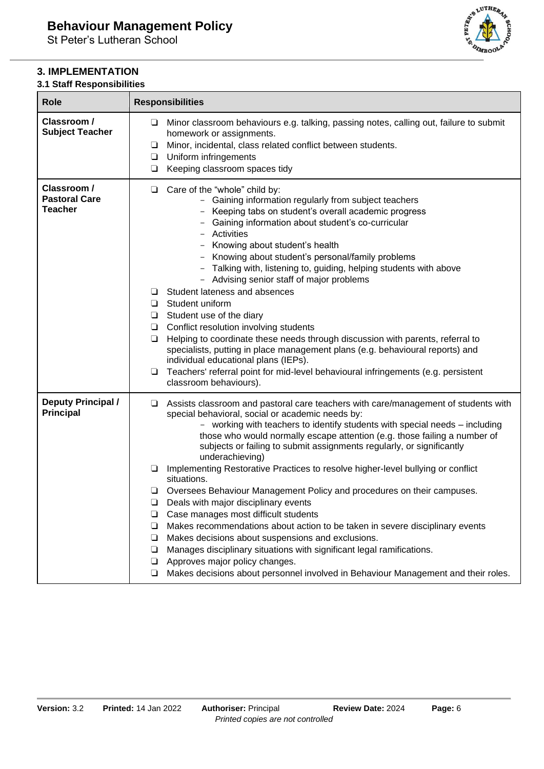## 3. IMPLEMENTATION

### 3.1 Staff Responsibilities

| Role | Responsibilities |
|---|---|
| **Classroom / Subject Teacher** | ❑ Minor classroom behaviours e.g. talking, passing notes, calling out, failure to submit homework or assignments.<br>❑ Minor, incidental, class related conflict between students.<br>❑ Uniform infringements<br>❑ Keeping classroom spaces tidy |
| **Classroom / Pastoral Care Teacher** | ❑ Care of the "whole" child by:<br>- Gaining information regularly from subject teachers<br>- Keeping tabs on student's overall academic progress<br>- Gaining information about student's co-curricular<br>- Activities<br>- Knowing about student's health<br>- Knowing about student's personal/family problems<br>- Talking with, listening to, guiding, helping students with above<br>- Advising senior staff of major problems<br>❑ Student lateness and absences<br>❑ Student uniform<br>❑ Student use of the diary<br>❑ Conflict resolution involving students<br>❑ Helping to coordinate these needs through discussion with parents, referral to specialists, putting in place management plans (e.g. behavioural reports) and individual educational plans (IEPs).<br>❑ Teachers' referral point for mid-level behavioural infringements (e.g. persistent classroom behaviours). |
| **Deputy Principal / Principal** | ❑ Assists classroom and pastoral care teachers with care/management of students with special behavioral, social or academic needs by:<br>- working with teachers to identify students with special needs – including those who would normally escape attention (e.g. those failing a number of subjects or failing to submit assignments regularly, or significantly underachieving)<br>❑ Implementing Restorative Practices to resolve higher-level bullying or conflict situations.<br>❑ Oversees Behaviour Management Policy and procedures on their campuses.<br>❑ Deals with major disciplinary events<br>❑ Case manages most difficult students<br>❑ Makes recommendations about action to be taken in severe disciplinary events<br>❑ Makes decisions about suspensions and exclusions.<br>❑ Manages disciplinary situations with significant legal ramifications.<br>❑ Approves major policy changes.<br>❑ Makes decisions about personnel involved in Behaviour Management and their roles. |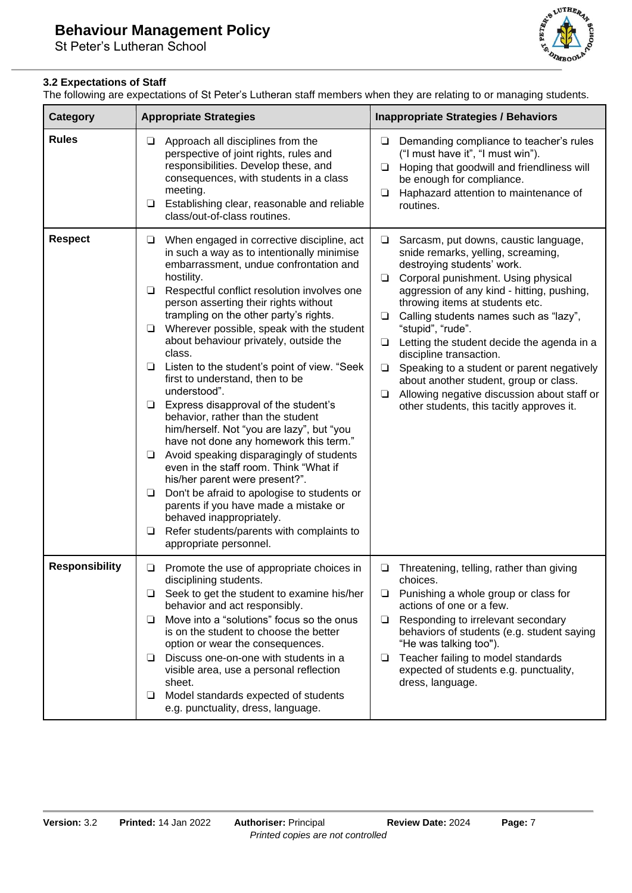### 3.2 Expectations of Staff

The following are expectations of St Peter's Lutheran staff members when they are relating to or managing students.

| Category | Appropriate Strategies | Inappropriate Strategies / Behaviors |
|---|---|---|
| **Rules** | ❑ Approach all disciplines from the perspective of joint rights, rules and responsibilities. Develop these, and consequences, with students in a class meeting.<br>❑ Establishing clear, reasonable and reliable class/out-of-class routines. | ❑ Demanding compliance to teacher's rules ("I must have it", "I must win").<br>❑ Hoping that goodwill and friendliness will be enough for compliance.<br>❑ Haphazard attention to maintenance of routines. |
| **Respect** | ❑ When engaged in corrective discipline, act in such a way as to intentionally minimise embarrassment, undue confrontation and hostility.<br>❑ Respectful conflict resolution involves one person asserting their rights without trampling on the other party's rights.<br>❑ Wherever possible, speak with the student about behaviour privately, outside the class.<br>❑ Listen to the student's point of view. "Seek first to understand, then to be understood".<br>❑ Express disapproval of the student's behavior, rather than the student him/herself. Not "you are lazy", but "you have not done any homework this term."<br>❑ Avoid speaking disparagingly of students even in the staff room. Think "What if his/her parent were present?".<br>❑ Don't be afraid to apologise to students or parents if you have made a mistake or behaved inappropriately.<br>❑ Refer students/parents with complaints to appropriate personnel. | ❑ Sarcasm, put downs, caustic language, snide remarks, yelling, screaming, destroying students' work.<br>❑ Corporal punishment. Using physical aggression of any kind - hitting, pushing, throwing items at students etc.<br>❑ Calling students names such as "lazy", "stupid", "rude".<br>❑ Letting the student decide the agenda in a discipline transaction.<br>❑ Speaking to a student or parent negatively about another student, group or class.<br>❑ Allowing negative discussion about staff or other students, this tacitly approves it. |
| **Responsibility** | ❑ Promote the use of appropriate choices in disciplining students.<br>❑ Seek to get the student to examine his/her behavior and act responsibly.<br>❑ Move into a "solutions" focus so the onus is on the student to choose the better option or wear the consequences.<br>❑ Discuss one-on-one with students in a visible area, use a personal reflection sheet.<br>❑ Model standards expected of students e.g. punctuality, dress, language. | ❑ Threatening, telling, rather than giving choices.<br>❑ Punishing a whole group or class for actions of one or a few.<br>❑ Responding to irrelevant secondary behaviors of students (e.g. student saying "He was talking too").<br>❑ Teacher failing to model standards expected of students e.g. punctuality, dress, language. |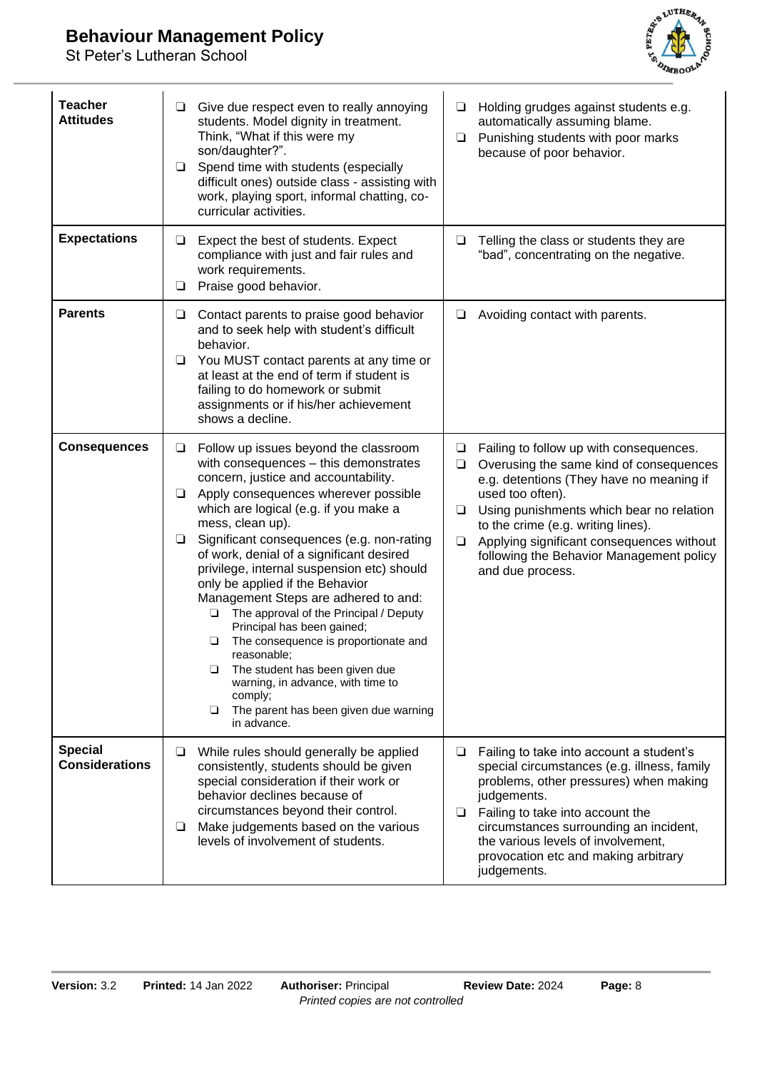| | | |
|---|---|---|
| **Teacher Attitudes** | ❑ Give due respect even to really annoying students. Model dignity in treatment. Think, "What if this were my son/daughter?".<br>❑ Spend time with students (especially difficult ones) outside class - assisting with work, playing sport, informal chatting, co-curricular activities. | ❑ Holding grudges against students e.g. automatically assuming blame.<br>❑ Punishing students with poor marks because of poor behavior. |
| **Expectations** | ❑ Expect the best of students. Expect compliance with just and fair rules and work requirements.<br>❑ Praise good behavior. | ❑ Telling the class or students they are "bad", concentrating on the negative. |
| **Parents** | ❑ Contact parents to praise good behavior and to seek help with student's difficult behavior.<br>❑ You MUST contact parents at any time or at least at the end of term if student is failing to do homework or submit assignments or if his/her achievement shows a decline. | ❑ Avoiding contact with parents. |
| **Consequences** | ❑ Follow up issues beyond the classroom with consequences – this demonstrates concern, justice and accountability.<br>❑ Apply consequences wherever possible which are logical (e.g. if you make a mess, clean up).<br>❑ Significant consequences (e.g. non-rating of work, denial of a significant desired privilege, internal suspension etc) should only be applied if the Behavior Management Steps are adhered to and:<br>&nbsp;&nbsp;&nbsp;&nbsp;❑ The approval of the Principal / Deputy Principal has been gained;<br>&nbsp;&nbsp;&nbsp;&nbsp;❑ The consequence is proportionate and reasonable;<br>&nbsp;&nbsp;&nbsp;&nbsp;❑ The student has been given due warning, in advance, with time to comply;<br>&nbsp;&nbsp;&nbsp;&nbsp;❑ The parent has been given due warning in advance. | ❑ Failing to follow up with consequences.<br>❑ Overusing the same kind of consequences e.g. detentions (They have no meaning if used too often).<br>❑ Using punishments which bear no relation to the crime (e.g. writing lines).<br>❑ Applying significant consequences without following the Behavior Management policy and due process. |
| **Special Considerations** | ❑ While rules should generally be applied consistently, students should be given special consideration if their work or behavior declines because of circumstances beyond their control.<br>❑ Make judgements based on the various levels of involvement of students. | ❑ Failing to take into account a student's special circumstances (e.g. illness, family problems, other pressures) when making judgements.<br>❑ Failing to take into account the circumstances surrounding an incident, the various levels of involvement, provocation etc and making arbitrary judgements. |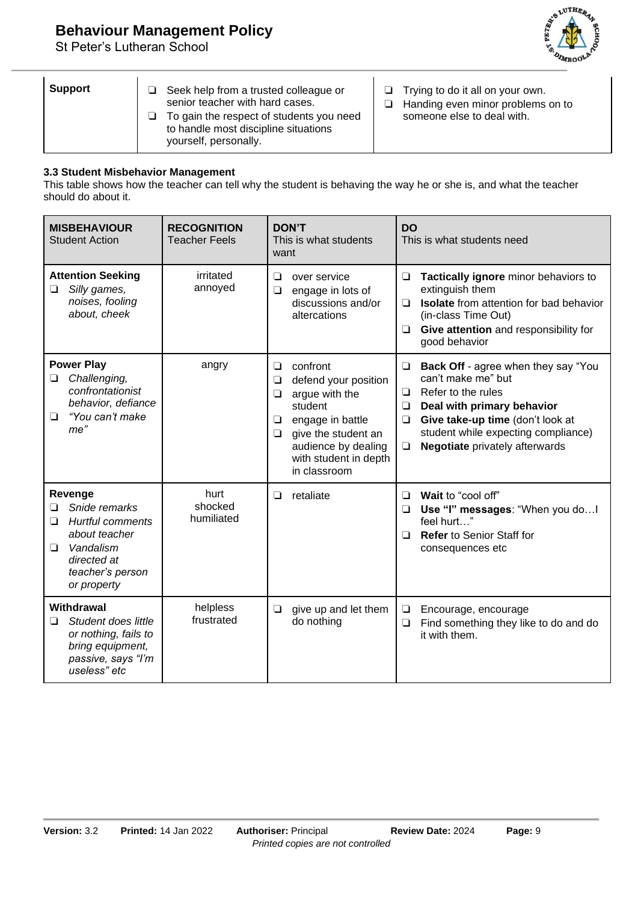| Support | ❑ Seek help from a trusted colleague or senior teacher with hard cases.<br>❑ To gain the respect of students you need to handle most discipline situations yourself, personally. | ❑ Trying to do it all on your own.<br>❑ Handing even minor problems on to someone else to deal with. |
|---|---|---|

### 3.3 Student Misbehavior Management

This table shows how the teacher can tell why the student is behaving the way he or she is, and what the teacher should do about it.

| **MISBEHAVIOUR**<br>Student Action | **RECOGNITION**<br>Teacher Feels | **DON'T**<br>This is what students want | **DO**<br>This is what students need |
|---|---|---|---|
| **Attention Seeking**<br>❑ *Silly games, noises, fooling about, cheek* | irritated<br>annoyed | ❑ over service<br>❑ engage in lots of discussions and/or altercations | ❑ **Tactically ignore** minor behaviors to extinguish them<br>❑ **Isolate** from attention for bad behavior (in-class Time Out)<br>❑ **Give attention** and responsibility for good behavior |
| **Power Play**<br>❑ *Challenging, confrontationist behavior, defiance*<br>❑ *"You can't make me"* | angry | ❑ confront<br>❑ defend your position<br>❑ argue with the student<br>❑ engage in battle<br>❑ give the student an audience by dealing with student in depth in classroom | ❑ **Back Off** - agree when they say "You can't make me" but<br>❑ Refer to the rules<br>❑ **Deal with primary behavior**<br>❑ **Give take-up time** (don't look at student while expecting compliance)<br>❑ **Negotiate** privately afterwards |
| **Revenge**<br>❑ *Snide remarks*<br>❑ *Hurtful comments about teacher*<br>❑ *Vandalism directed at teacher's person or property* | hurt<br>shocked<br>humiliated | ❑ retaliate | ❑ **Wait** to "cool off"<br>❑ **Use "I" messages**: "When you do…I feel hurt…"<br>❑ **Refer** to Senior Staff for consequences etc |
| **Withdrawal**<br>❑ *Student does little or nothing, fails to bring equipment, passive, says "I'm useless" etc* | helpless<br>frustrated | ❑ give up and let them do nothing | ❑ Encourage, encourage<br>❑ Find something they like to do and do it with them. |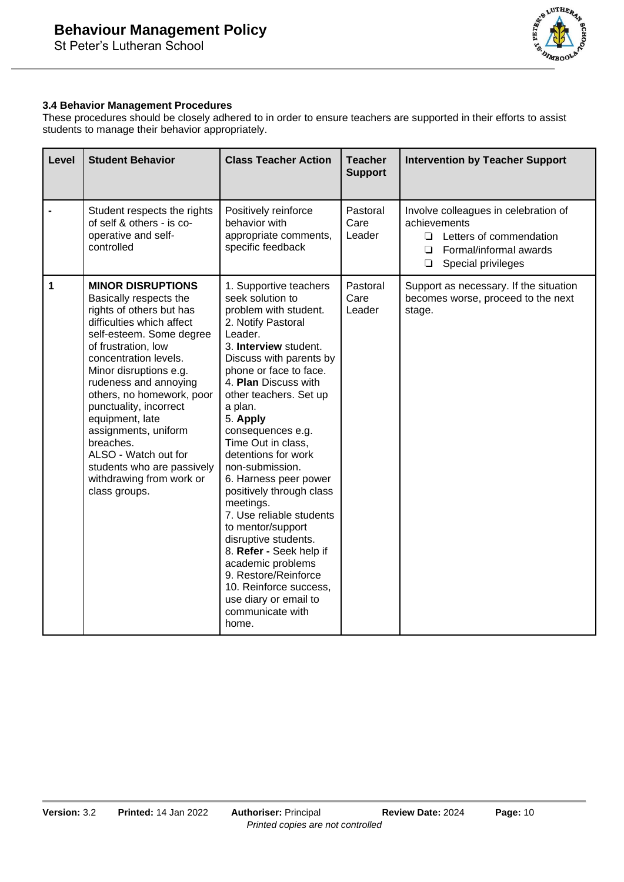### 3.4 Behavior Management Procedures

These procedures should be closely adhered to in order to ensure teachers are supported in their efforts to assist students to manage their behavior appropriately.

| Level | Student Behavior | Class Teacher Action | Teacher Support | Intervention by Teacher Support |
|---|---|---|---|---|
| - | Student respects the rights of self & others - is co-operative and self-controlled | Positively reinforce behavior with appropriate comments, specific feedback | Pastoral Care Leader | Involve colleagues in celebration of achievements<br>❏ Letters of commendation<br>❏ Formal/informal awards<br>❏ Special privileges |
| 1 | **MINOR DISRUPTIONS**<br>Basically respects the rights of others but has difficulties which affect self-esteem. Some degree of frustration, low concentration levels. Minor disruptions e.g. rudeness and annoying others, no homework, poor punctuality, incorrect equipment, late assignments, uniform breaches.<br>ALSO - Watch out for students who are passively withdrawing from work or class groups. | 1. Supportive teachers seek solution to problem with student.<br>2. Notify Pastoral Leader.<br>3. **Interview** student. Discuss with parents by phone or face to face.<br>4. **Plan** Discuss with other teachers. Set up a plan.<br>5. **Apply** consequences e.g. Time Out in class, detentions for work non-submission.<br>6. Harness peer power positively through class meetings.<br>7. Use reliable students to mentor/support disruptive students.<br>8. **Refer -** Seek help if academic problems<br>9. Restore/Reinforce<br>10. Reinforce success, use diary or email to communicate with home. | Pastoral Care Leader | Support as necessary. If the situation becomes worse, proceed to the next stage. |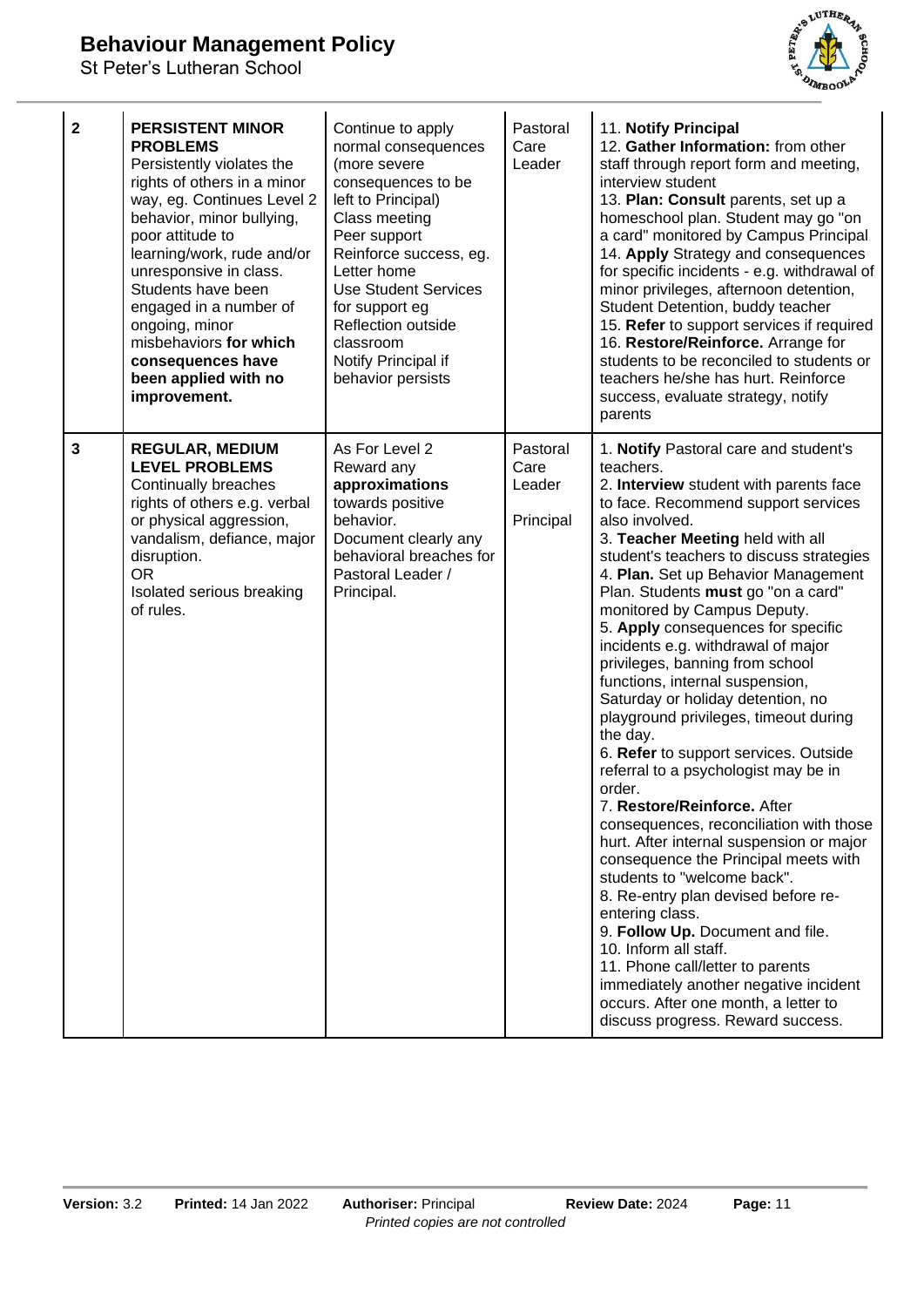| | | | | |
|---|---|---|---|---|
| **2** | **PERSISTENT MINOR PROBLEMS**<br>Persistently violates the rights of others in a minor way, eg. Continues Level 2 behavior, minor bullying, poor attitude to learning/work, rude and/or unresponsive in class. Students have been engaged in a number of ongoing, minor misbehaviors **for which consequences have been applied with no improvement.** | Continue to apply normal consequences (more severe consequences to be left to Principal)<br>Class meeting<br>Peer support<br>Reinforce success, eg. Letter home<br>Use Student Services for support eg Reflection outside classroom<br>Notify Principal if behavior persists | Pastoral Care Leader | 11. **Notify Principal**<br>12. **Gather Information:** from other staff through report form and meeting, interview student<br>13. **Plan: Consult** parents, set up a homeschool plan. Student may go "on a card" monitored by Campus Principal<br>14. **Apply** Strategy and consequences for specific incidents - e.g. withdrawal of minor privileges, afternoon detention, Student Detention, buddy teacher<br>15. **Refer** to support services if required<br>16. **Restore/Reinforce.** Arrange for students to be reconciled to students or teachers he/she has hurt. Reinforce success, evaluate strategy, notify parents |
| **3** | **REGULAR, MEDIUM LEVEL PROBLEMS**<br>Continually breaches rights of others e.g. verbal or physical aggression, vandalism, defiance, major disruption.<br>OR<br>Isolated serious breaking of rules. | As For Level 2<br>Reward any **approximations** towards positive behavior.<br>Document clearly any behavioral breaches for Pastoral Leader / Principal. | Pastoral Care Leader<br><br>Principal | 1. **Notify** Pastoral care and student's teachers.<br>2. **Interview** student with parents face to face. Recommend support services also involved.<br>3. **Teacher Meeting** held with all student's teachers to discuss strategies<br>4. **Plan.** Set up Behavior Management Plan. Students **must** go "on a card" monitored by Campus Deputy.<br>5. **Apply** consequences for specific incidents e.g. withdrawal of major privileges, banning from school functions, internal suspension, Saturday or holiday detention, no playground privileges, timeout during the day.<br>6. **Refer** to support services. Outside referral to a psychologist may be in order.<br>7. **Restore/Reinforce.** After consequences, reconciliation with those hurt. After internal suspension or major consequence the Principal meets with students to "welcome back".<br>8. Re-entry plan devised before re-entering class.<br>9. **Follow Up.** Document and file.<br>10. Inform all staff.<br>11. Phone call/letter to parents immediately another negative incident occurs. After one month, a letter to discuss progress. Reward success. |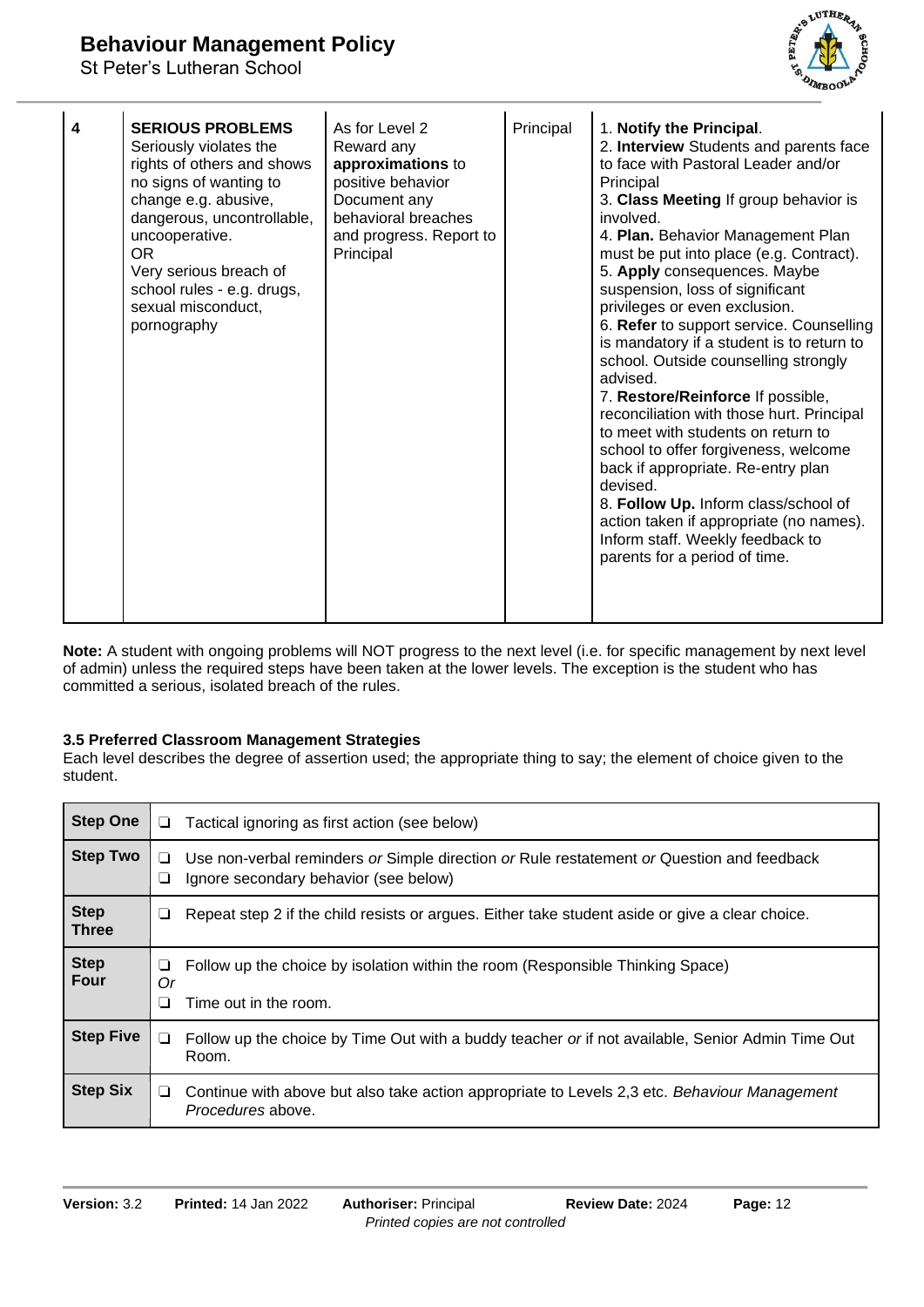| 4 | **SERIOUS PROBLEMS**<br>Seriously violates the rights of others and shows no signs of wanting to change e.g. abusive, dangerous, uncontrollable, uncooperative.<br>OR<br>Very serious breach of school rules - e.g. drugs, sexual misconduct, pornography | As for Level 2<br>Reward any **approximations** to positive behavior<br>Document any behavioral breaches and progress. Report to Principal | Principal | 1. **Notify the Principal**.<br>2. **Interview** Students and parents face to face with Pastoral Leader and/or Principal<br>3. **Class Meeting** If group behavior is involved.<br>4. **Plan.** Behavior Management Plan must be put into place (e.g. Contract).<br>5. **Apply** consequences. Maybe suspension, loss of significant privileges or even exclusion.<br>6. **Refer** to support service. Counselling is mandatory if a student is to return to school. Outside counselling strongly advised.<br>7. **Restore/Reinforce** If possible, reconciliation with those hurt. Principal to meet with students on return to school to offer forgiveness, welcome back if appropriate. Re-entry plan devised.<br>8. **Follow Up.** Inform class/school of action taken if appropriate (no names). Inform staff. Weekly feedback to parents for a period of time. |
|---|---|---|---|---|

**Note:** A student with ongoing problems will NOT progress to the next level (i.e. for specific management by next level of admin) unless the required steps have been taken at the lower levels. The exception is the student who has committed a serious, isolated breach of the rules.

### 3.5 Preferred Classroom Management Strategies

Each level describes the degree of assertion used; the appropriate thing to say; the element of choice given to the student.

| | |
|---|---|
| **Step One** | ❑ Tactical ignoring as first action (see below) |
| **Step Two** | ❑ Use non-verbal reminders *or* Simple direction *or* Rule restatement *or* Question and feedback<br>❑ Ignore secondary behavior (see below) |
| **Step Three** | ❑ Repeat step 2 if the child resists or argues. Either take student aside or give a clear choice. |
| **Step Four** | ❑ Follow up the choice by isolation within the room (Responsible Thinking Space)<br>*Or*<br>❑ Time out in the room. |
| **Step Five** | ❑ Follow up the choice by Time Out with a buddy teacher *or* if not available, Senior Admin Time Out Room. |
| **Step Six** | ❑ Continue with above but also take action appropriate to Levels 2,3 etc. *Behaviour Management Procedures* above. |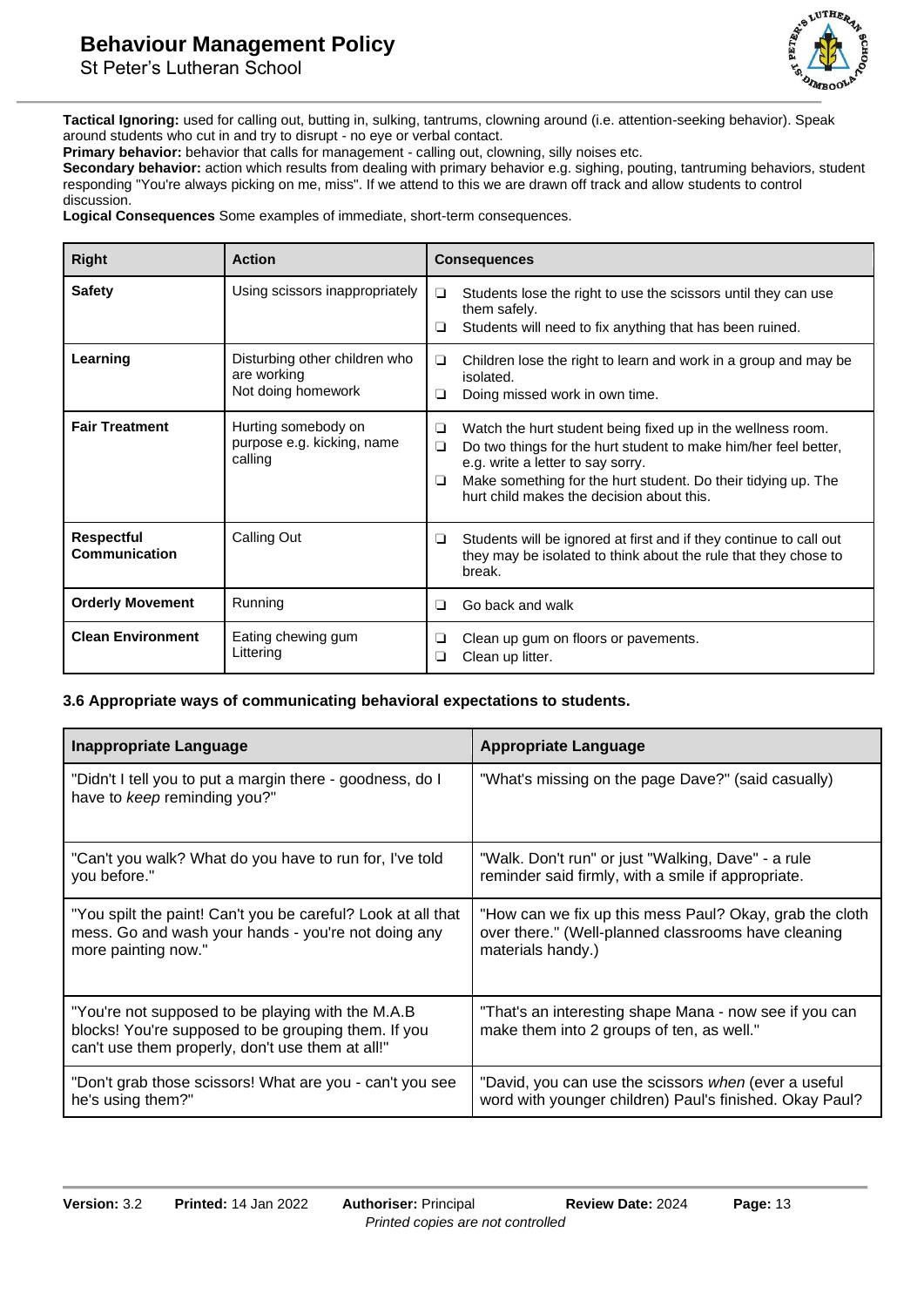**Tactical Ignoring:** used for calling out, butting in, sulking, tantrums, clowning around (i.e. attention-seeking behavior). Speak around students who cut in and try to disrupt - no eye or verbal contact.
**Primary behavior:** behavior that calls for management - calling out, clowning, silly noises etc.
**Secondary behavior:** action which results from dealing with primary behavior e.g. sighing, pouting, tantruming behaviors, student responding "You're always picking on me, miss". If we attend to this we are drawn off track and allow students to control discussion.
**Logical Consequences** Some examples of immediate, short-term consequences.

| Right | Action | Consequences |
|---|---|---|
| **Safety** | Using scissors inappropriately | ❑ Students lose the right to use the scissors until they can use them safely.<br>❑ Students will need to fix anything that has been ruined. |
| **Learning** | Disturbing other children who are working<br>Not doing homework | ❑ Children lose the right to learn and work in a group and may be isolated.<br>❑ Doing missed work in own time. |
| **Fair Treatment** | Hurting somebody on purpose e.g. kicking, name calling | ❑ Watch the hurt student being fixed up in the wellness room.<br>❑ Do two things for the hurt student to make him/her feel better, e.g. write a letter to say sorry.<br>❑ Make something for the hurt student. Do their tidying up. The hurt child makes the decision about this. |
| **Respectful Communication** | Calling Out | ❑ Students will be ignored at first and if they continue to call out they may be isolated to think about the rule that they chose to break. |
| **Orderly Movement** | Running | ❑ Go back and walk |
| **Clean Environment** | Eating chewing gum<br>Littering | ❑ Clean up gum on floors or pavements.<br>❑ Clean up litter. |

### 3.6 Appropriate ways of communicating behavioral expectations to students.

| Inappropriate Language | Appropriate Language |
|---|---|
| "Didn't I tell you to put a margin there - goodness, do I have to *keep* reminding you?" | "What's missing on the page Dave?" (said casually) |
| "Can't you walk? What do you have to run for, I've told you before." | "Walk. Don't run" or just "Walking, Dave" - a rule reminder said firmly, with a smile if appropriate. |
| "You spilt the paint! Can't you be careful? Look at all that mess. Go and wash your hands - you're not doing any more painting now." | "How can we fix up this mess Paul? Okay, grab the cloth over there." (Well-planned classrooms have cleaning materials handy.) |
| "You're not supposed to be playing with the M.A.B blocks! You're supposed to be grouping them. If you can't use them properly, don't use them at all!" | "That's an interesting shape Mana - now see if you can make them into 2 groups of ten, as well." |
| "Don't grab those scissors! What are you - can't you see he's using them?" | "David, you can use the scissors *when* (ever a useful word with younger children) Paul's finished. Okay Paul? |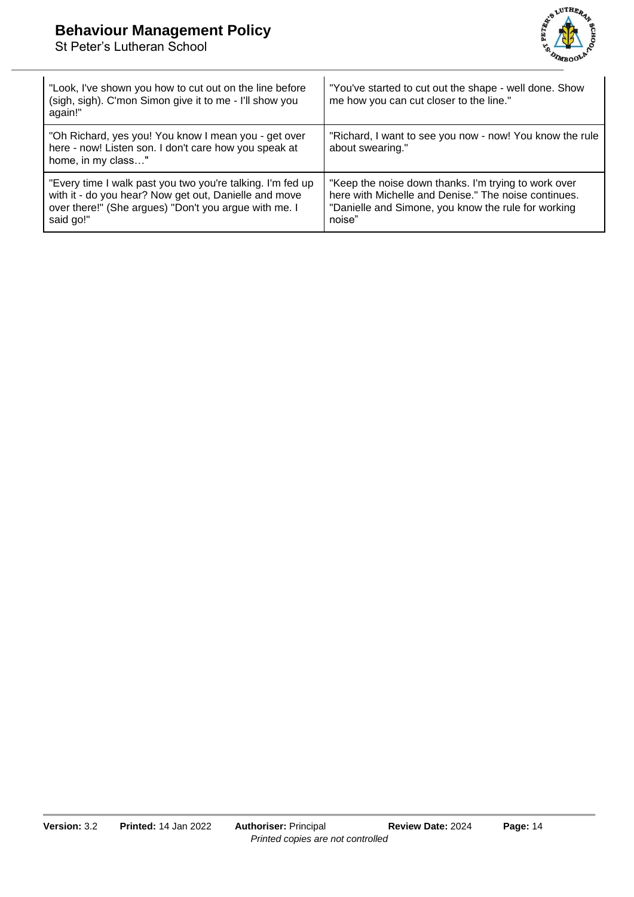| | |
|---|---|
| "Look, I've shown you how to cut out on the line before (sigh, sigh). C'mon Simon give it to me - I'll show you again!" | "You've started to cut out the shape - well done. Show me how you can cut closer to the line." |
| "Oh Richard, yes you! You know I mean you - get over here - now! Listen son. I don't care how you speak at home, in my class…" | "Richard, I want to see you now - now! You know the rule about swearing." |
| "Every time I walk past you two you're talking. I'm fed up with it - do you hear? Now get out, Danielle and move over there!" (She argues) "Don't you argue with me. I said go!" | "Keep the noise down thanks. I'm trying to work over here with Michelle and Denise." The noise continues. "Danielle and Simone, you know the rule for working noise" |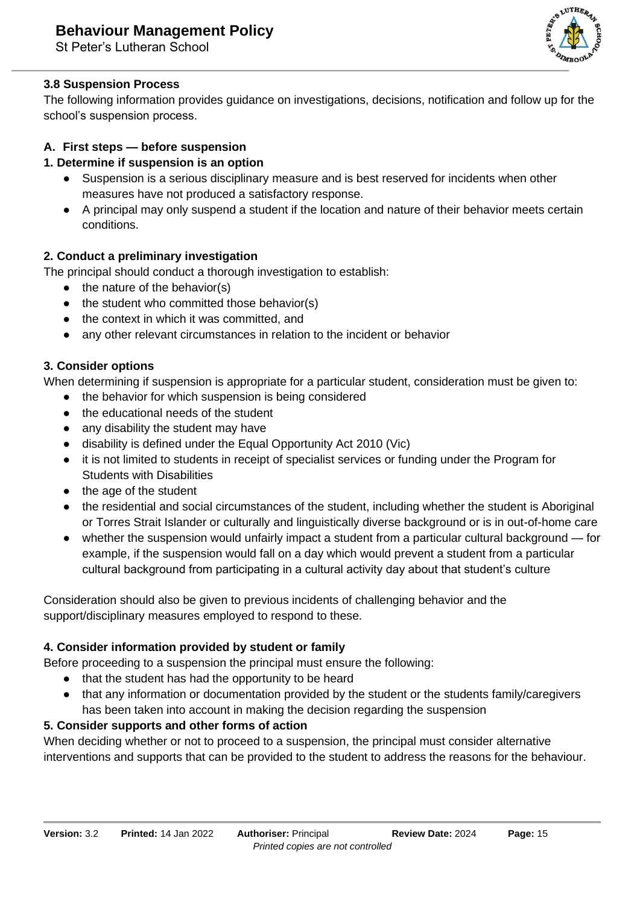### 3.8 Suspension Process

The following information provides guidance on investigations, decisions, notification and follow up for the school's suspension process.

#### A. First steps — before suspension

**1. Determine if suspension is an option**

- Suspension is a serious disciplinary measure and is best reserved for incidents when other measures have not produced a satisfactory response.
- A principal may only suspend a student if the location and nature of their behavior meets certain conditions.

**2. Conduct a preliminary investigation**

The principal should conduct a thorough investigation to establish:

- the nature of the behavior(s)
- the student who committed those behavior(s)
- the context in which it was committed, and
- any other relevant circumstances in relation to the incident or behavior

**3. Consider options**

When determining if suspension is appropriate for a particular student, consideration must be given to:

- the behavior for which suspension is being considered
- the educational needs of the student
- any disability the student may have
- disability is defined under the Equal Opportunity Act 2010 (Vic)
- it is not limited to students in receipt of specialist services or funding under the Program for Students with Disabilities
- the age of the student
- the residential and social circumstances of the student, including whether the student is Aboriginal or Torres Strait Islander or culturally and linguistically diverse background or is in out-of-home care
- whether the suspension would unfairly impact a student from a particular cultural background — for example, if the suspension would fall on a day which would prevent a student from a particular cultural background from participating in a cultural activity day about that student's culture

Consideration should also be given to previous incidents of challenging behavior and the support/disciplinary measures employed to respond to these.

**4. Consider information provided by student or family**

Before proceeding to a suspension the principal must ensure the following:

- that the student has had the opportunity to be heard
- that any information or documentation provided by the student or the students family/caregivers has been taken into account in making the decision regarding the suspension

**5. Consider supports and other forms of action**

When deciding whether or not to proceed to a suspension, the principal must consider alternative interventions and supports that can be provided to the student to address the reasons for the behaviour.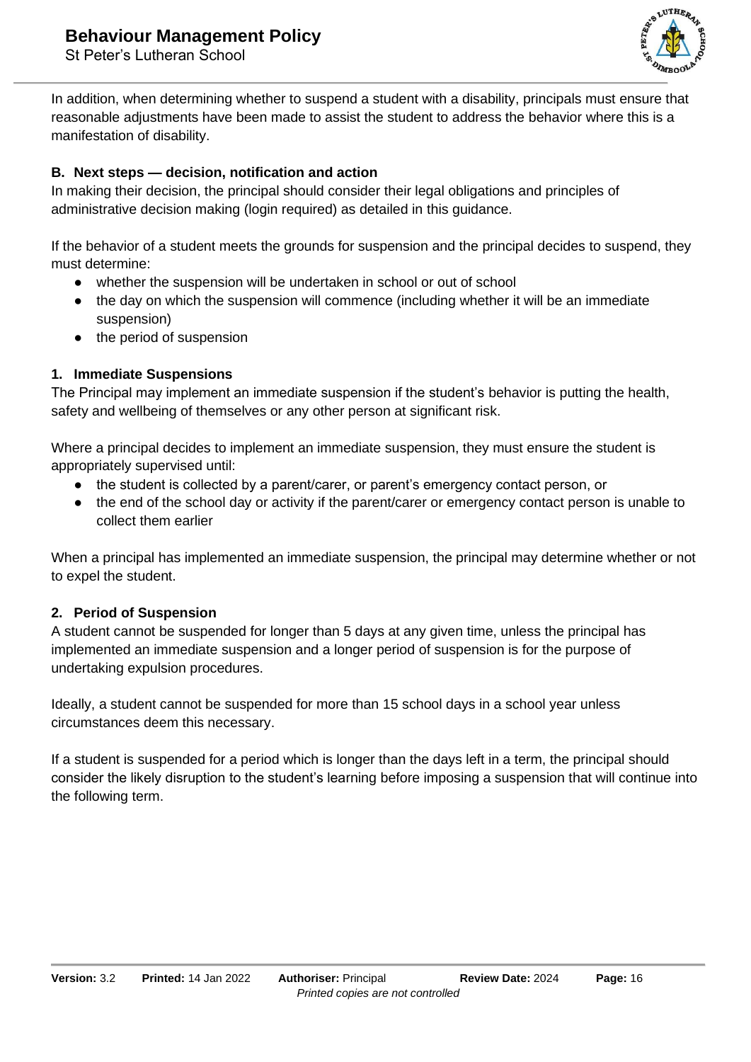In addition, when determining whether to suspend a student with a disability, principals must ensure that reasonable adjustments have been made to assist the student to address the behavior where this is a manifestation of disability.

### B. Next steps — decision, notification and action

In making their decision, the principal should consider their legal obligations and principles of administrative decision making (login required) as detailed in this guidance.

If the behavior of a student meets the grounds for suspension and the principal decides to suspend, they must determine:

- whether the suspension will be undertaken in school or out of school
- the day on which the suspension will commence (including whether it will be an immediate suspension)
- the period of suspension

#### 1. Immediate Suspensions

The Principal may implement an immediate suspension if the student's behavior is putting the health, safety and wellbeing of themselves or any other person at significant risk.

Where a principal decides to implement an immediate suspension, they must ensure the student is appropriately supervised until:

- the student is collected by a parent/carer, or parent's emergency contact person, or
- the end of the school day or activity if the parent/carer or emergency contact person is unable to collect them earlier

When a principal has implemented an immediate suspension, the principal may determine whether or not to expel the student.

#### 2. Period of Suspension

A student cannot be suspended for longer than 5 days at any given time, unless the principal has implemented an immediate suspension and a longer period of suspension is for the purpose of undertaking expulsion procedures.

Ideally, a student cannot be suspended for more than 15 school days in a school year unless circumstances deem this necessary.

If a student is suspended for a period which is longer than the days left in a term, the principal should consider the likely disruption to the student's learning before imposing a suspension that will continue into the following term.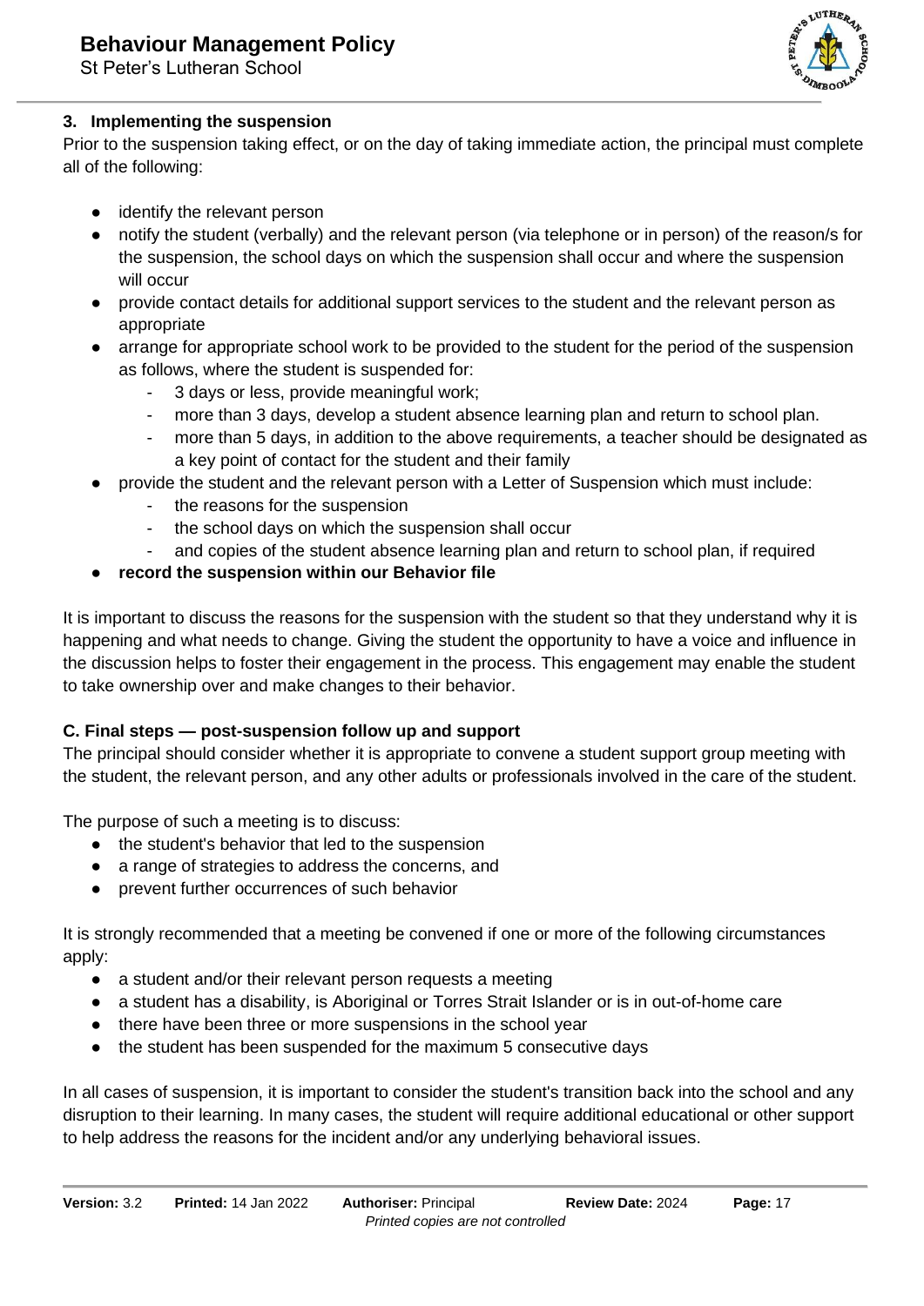### 3. Implementing the suspension

Prior to the suspension taking effect, or on the day of taking immediate action, the principal must complete all of the following:

- identify the relevant person
- notify the student (verbally) and the relevant person (via telephone or in person) of the reason/s for the suspension, the school days on which the suspension shall occur and where the suspension will occur
- provide contact details for additional support services to the student and the relevant person as appropriate
- arrange for appropriate school work to be provided to the student for the period of the suspension as follows, where the student is suspended for:
  - 3 days or less, provide meaningful work;
  - more than 3 days, develop a student absence learning plan and return to school plan.
  - more than 5 days, in addition to the above requirements, a teacher should be designated as a key point of contact for the student and their family
- provide the student and the relevant person with a Letter of Suspension which must include:
  - the reasons for the suspension
  - the school days on which the suspension shall occur
  - and copies of the student absence learning plan and return to school plan, if required
- **record the suspension within our Behavior file**

It is important to discuss the reasons for the suspension with the student so that they understand why it is happening and what needs to change. Giving the student the opportunity to have a voice and influence in the discussion helps to foster their engagement in the process. This engagement may enable the student to take ownership over and make changes to their behavior.

### C. Final steps — post-suspension follow up and support

The principal should consider whether it is appropriate to convene a student support group meeting with the student, the relevant person, and any other adults or professionals involved in the care of the student.

The purpose of such a meeting is to discuss:

- the student's behavior that led to the suspension
- a range of strategies to address the concerns, and
- prevent further occurrences of such behavior

It is strongly recommended that a meeting be convened if one or more of the following circumstances apply:

- a student and/or their relevant person requests a meeting
- a student has a disability, is Aboriginal or Torres Strait Islander or is in out-of-home care
- there have been three or more suspensions in the school year
- the student has been suspended for the maximum 5 consecutive days

In all cases of suspension, it is important to consider the student's transition back into the school and any disruption to their learning. In many cases, the student will require additional educational or other support to help address the reasons for the incident and/or any underlying behavioral issues.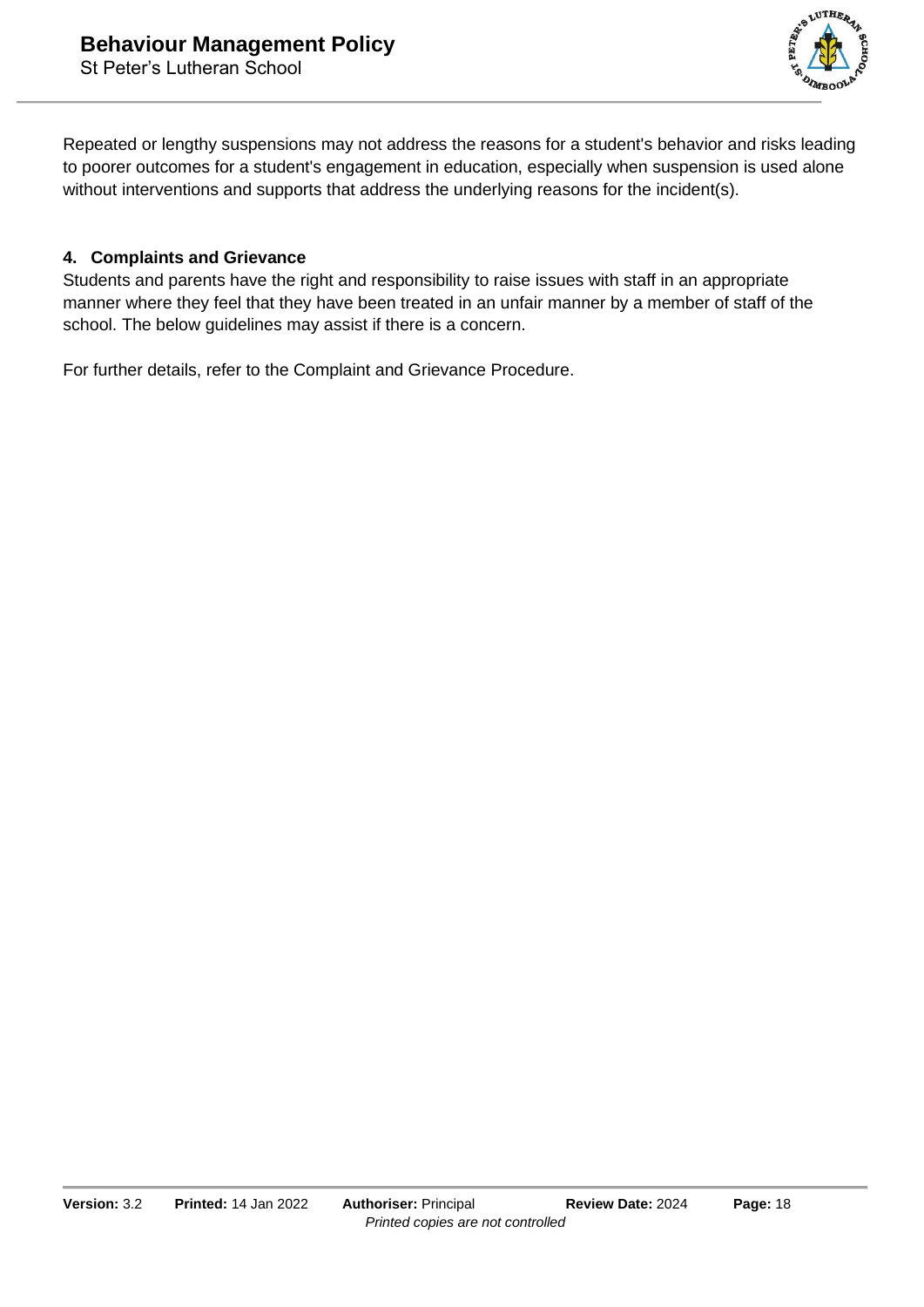Repeated or lengthy suspensions may not address the reasons for a student's behavior and risks leading to poorer outcomes for a student's engagement in education, especially when suspension is used alone without interventions and supports that address the underlying reasons for the incident(s).

## 4. Complaints and Grievance

Students and parents have the right and responsibility to raise issues with staff in an appropriate manner where they feel that they have been treated in an unfair manner by a member of staff of the school. The below guidelines may assist if there is a concern.

For further details, refer to the Complaint and Grievance Procedure.